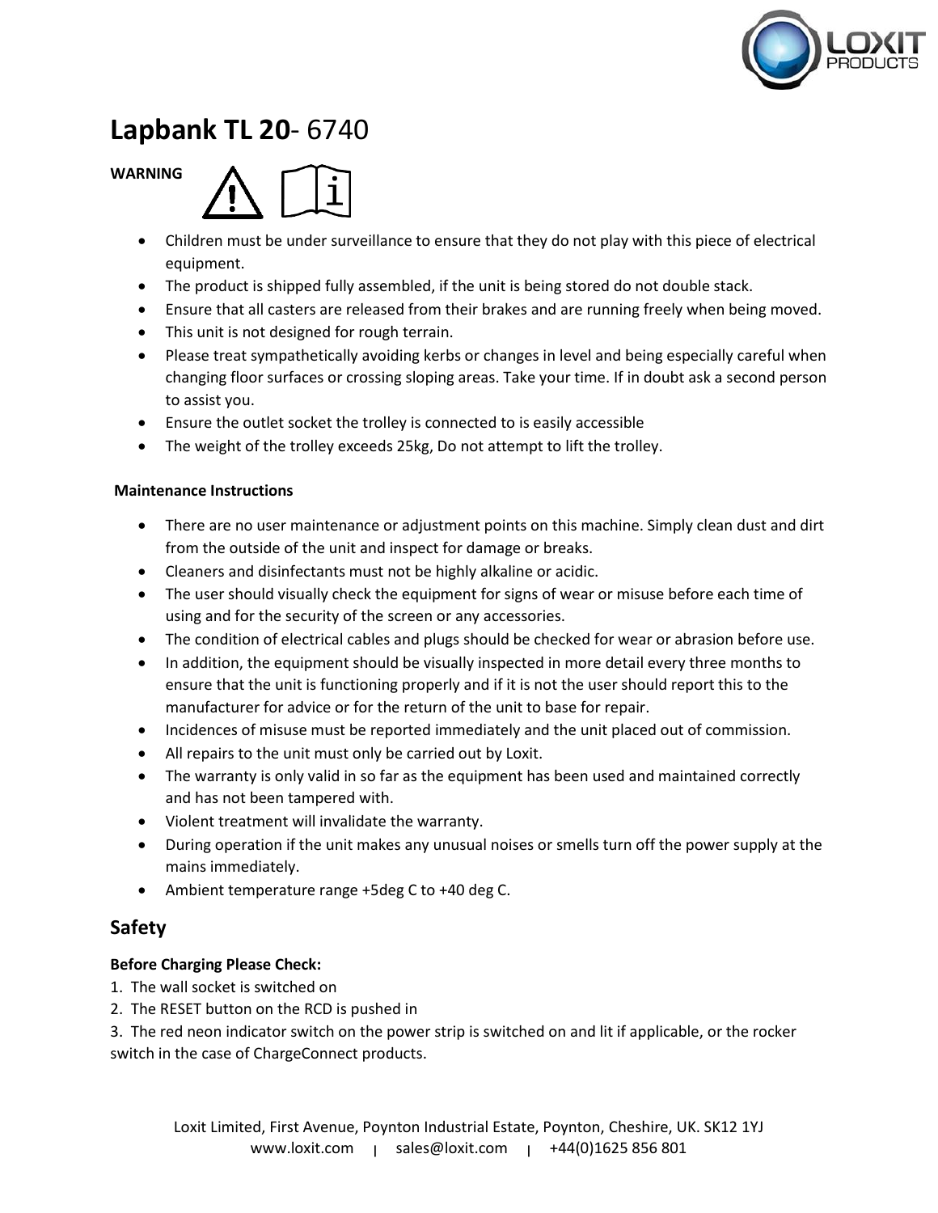# **Lapbank TL 20**- 6740

**WARNING**

- Children must be under surveillance to ensure that they do not play with this piece of electrical equipment.
- The product is shipped fully assembled, if the unit is being stored do not double stack.
- Ensure that all casters are released from their brakes and are running freely when being moved.
- This unit is not designed for rough terrain.
- Please treat sympathetically avoiding kerbs or changes in level and being especially careful when changing floor surfaces or crossing sloping areas. Take your time. If in doubt ask a second person to assist you.
- Ensure the outlet socket the trolley is connected to is easily accessible
- The weight of the trolley exceeds 25kg, Do not attempt to lift the trolley.

**Maintenance Instructions**

- There are no user maintenance or adjustment points on this machine. Simply clean dust and dirt from the outside of the unit and inspect for damage or breaks.
- Cleaners and disinfectants must not be highly alkaline or acidic.
- The user should visually check the equipment for signs of wear or misuse before each time of using and for the security of the screen or any accessories.
- The condition of electrical cables and plugs should be checked for wear or abrasion before use.
- In addition, the equipment should be visually inspected in more detail every three months to ensure that the unit is functioning properly and if it is not the user should report this to the manufacturer for advice or for the return of the unit to base for repair.
- Incidences of misuse must be reported immediately and the unit placed out of commission.
- All repairs to the unit must only be carried out by Loxit.
- The warranty is only valid in so far as the equipment has been used and maintained correctly and has not been tampered with.
- Violent treatment will invalidate the warranty.
- During operation if the unit makes any unusual noises or smells turn off the power supply at the mains immediately.
- Ambient temperature range +5deg C to +40 deg C.

## Safety

**Before Charging Please Check:**

1. The wall socket is switched on
2. The RESET button on the RCD is pushed in
3. The red neon indicator switch on the power strip is switched on and lit if applicable, or the rocker switch in the case of ChargeConnect products.

Loxit Limited, First Avenue, Poynton Industrial Estate, Poynton, Cheshire, UK. SK12 1YJ
www.loxit.com | sales@loxit.com | +44(0)1625 856 801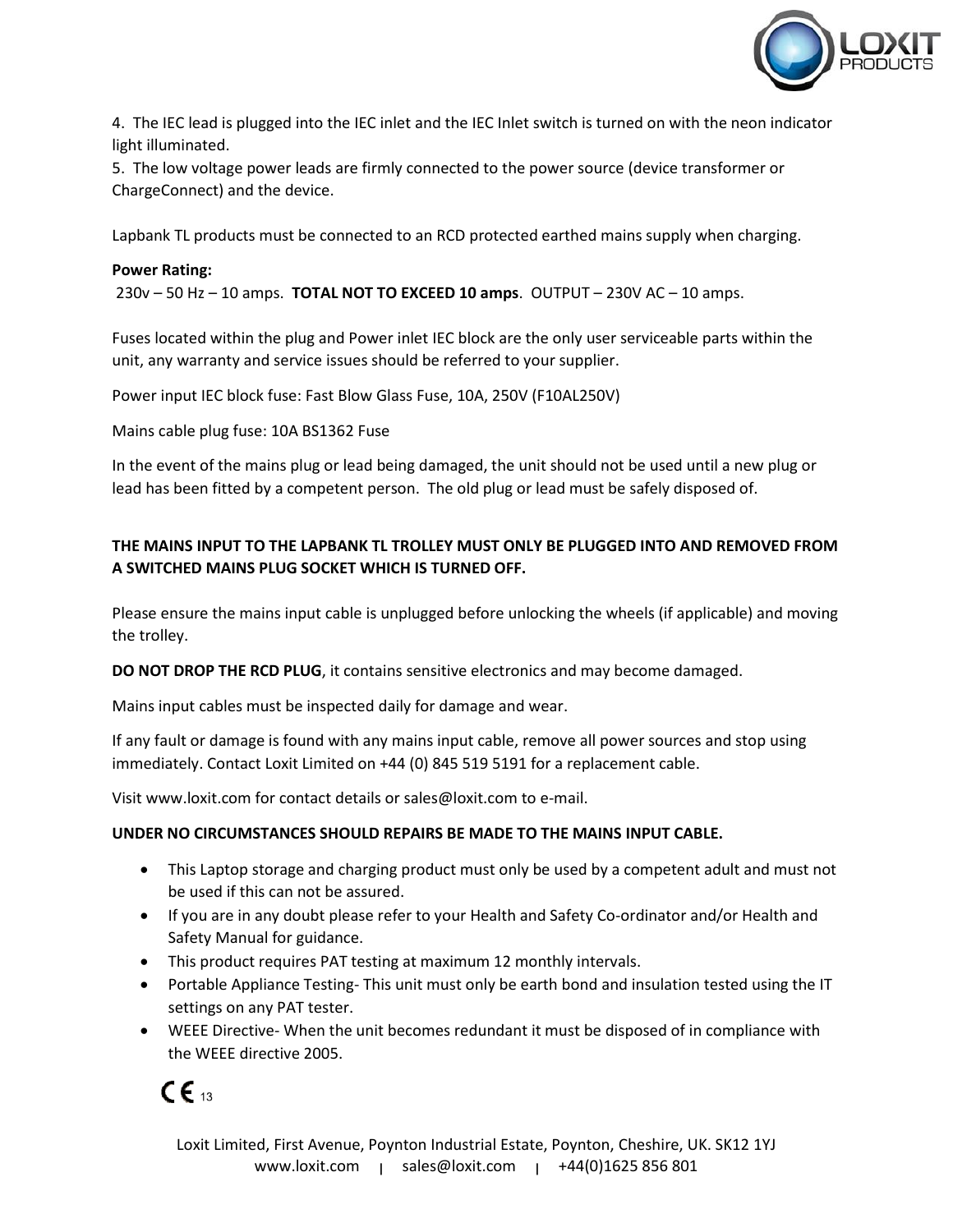4. The IEC lead is plugged into the IEC inlet and the IEC Inlet switch is turned on with the neon indicator light illuminated.
5. The low voltage power leads are firmly connected to the power source (device transformer or ChargeConnect) and the device.

Lapbank TL products must be connected to an RCD protected earthed mains supply when charging.

**Power Rating:**
230v – 50 Hz – 10 amps. **TOTAL NOT TO EXCEED 10 amps**. OUTPUT – 230V AC – 10 amps.

Fuses located within the plug and Power inlet IEC block are the only user serviceable parts within the unit, any warranty and service issues should be referred to your supplier.

Power input IEC block fuse: Fast Blow Glass Fuse, 10A, 250V (F10AL250V)

Mains cable plug fuse: 10A BS1362 Fuse

In the event of the mains plug or lead being damaged, the unit should not be used until a new plug or lead has been fitted by a competent person. The old plug or lead must be safely disposed of.

**THE MAINS INPUT TO THE LAPBANK TL TROLLEY MUST ONLY BE PLUGGED INTO AND REMOVED FROM A SWITCHED MAINS PLUG SOCKET WHICH IS TURNED OFF.**

Please ensure the mains input cable is unplugged before unlocking the wheels (if applicable) and moving the trolley.

**DO NOT DROP THE RCD PLUG**, it contains sensitive electronics and may become damaged.

Mains input cables must be inspected daily for damage and wear.

If any fault or damage is found with any mains input cable, remove all power sources and stop using immediately. Contact Loxit Limited on +44 (0) 845 519 5191 for a replacement cable.

Visit www.loxit.com for contact details or sales@loxit.com to e-mail.

**UNDER NO CIRCUMSTANCES SHOULD REPAIRS BE MADE TO THE MAINS INPUT CABLE.**

- This Laptop storage and charging product must only be used by a competent adult and must not be used if this can not be assured.
- If you are in any doubt please refer to your Health and Safety Co-ordinator and/or Health and Safety Manual for guidance.
- This product requires PAT testing at maximum 12 monthly intervals.
- Portable Appliance Testing- This unit must only be earth bond and insulation tested using the IT settings on any PAT tester.
- WEEE Directive- When the unit becomes redundant it must be disposed of in compliance with the WEEE directive 2005.

CE 13

Loxit Limited, First Avenue, Poynton Industrial Estate, Poynton, Cheshire, UK. SK12 1YJ
www.loxit.com | sales@loxit.com | +44(0)1625 856 801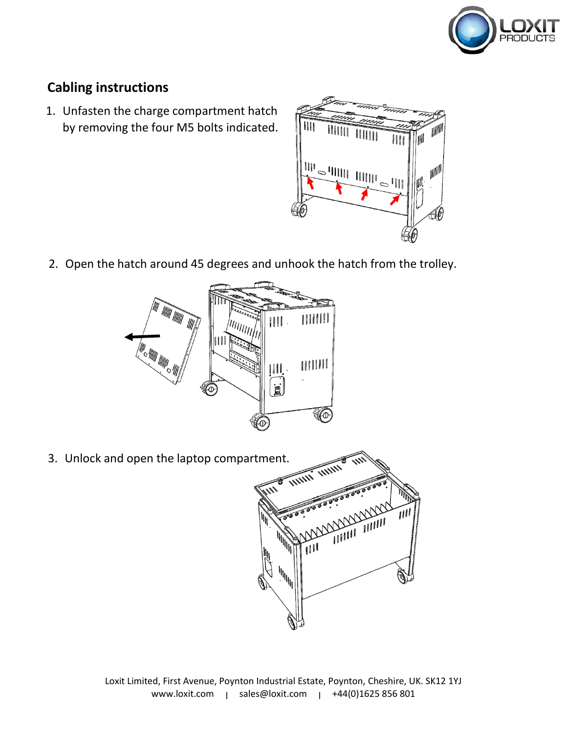## Cabling instructions

1. Unfasten the charge compartment hatch by removing the four M5 bolts indicated.
2. Open the hatch around 45 degrees and unhook the hatch from the trolley.
3. Unlock and open the laptop compartment.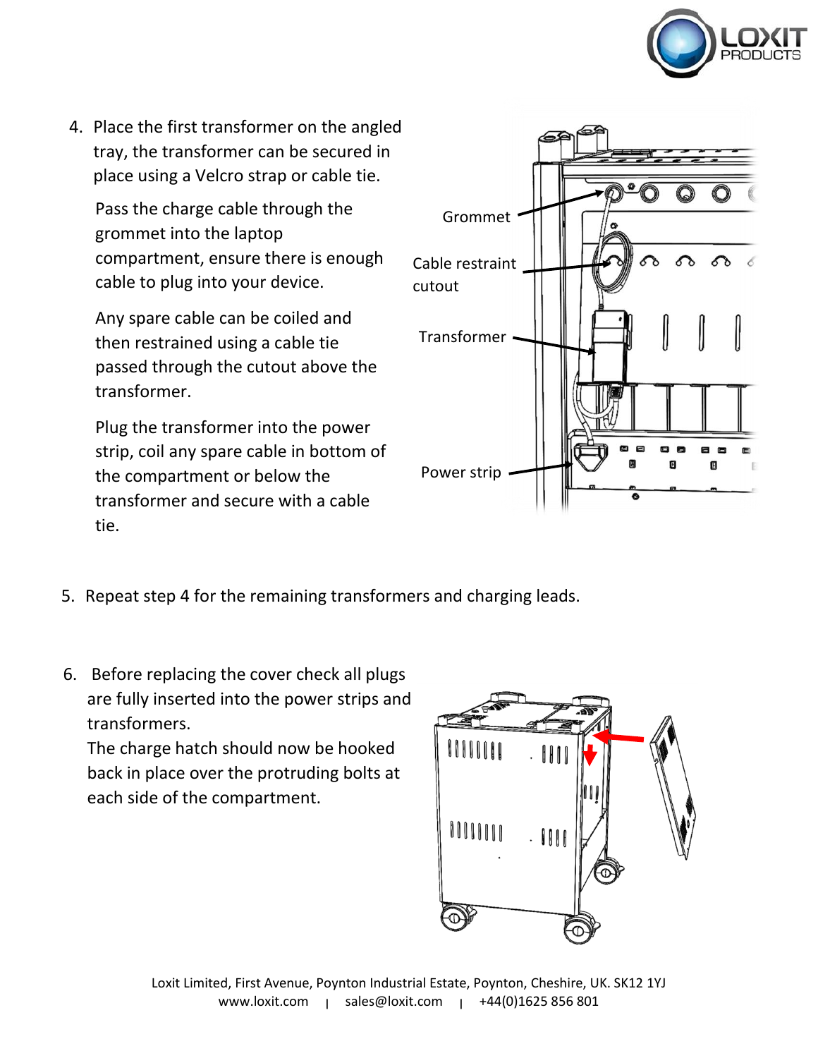4. Place the first transformer on the angled tray, the transformer can be secured in place using a Velcro strap or cable tie.

   Pass the charge cable through the grommet into the laptop compartment, ensure there is enough cable to plug into your device.

   Any spare cable can be coiled and then restrained using a cable tie passed through the cutout above the transformer.

   Plug the transformer into the power strip, coil any spare cable in bottom of the compartment or below the transformer and secure with a cable tie.

Grommet

Cable restraint cutout

Transformer

Power strip

5. Repeat step 4 for the remaining transformers and charging leads.

6. Before replacing the cover check all plugs are fully inserted into the power strips and transformers.
   The charge hatch should now be hooked back in place over the protruding bolts at each side of the compartment.

Loxit Limited, First Avenue, Poynton Industrial Estate, Poynton, Cheshire, UK. SK12 1YJ
www.loxit.com | sales@loxit.com | +44(0)1625 856 801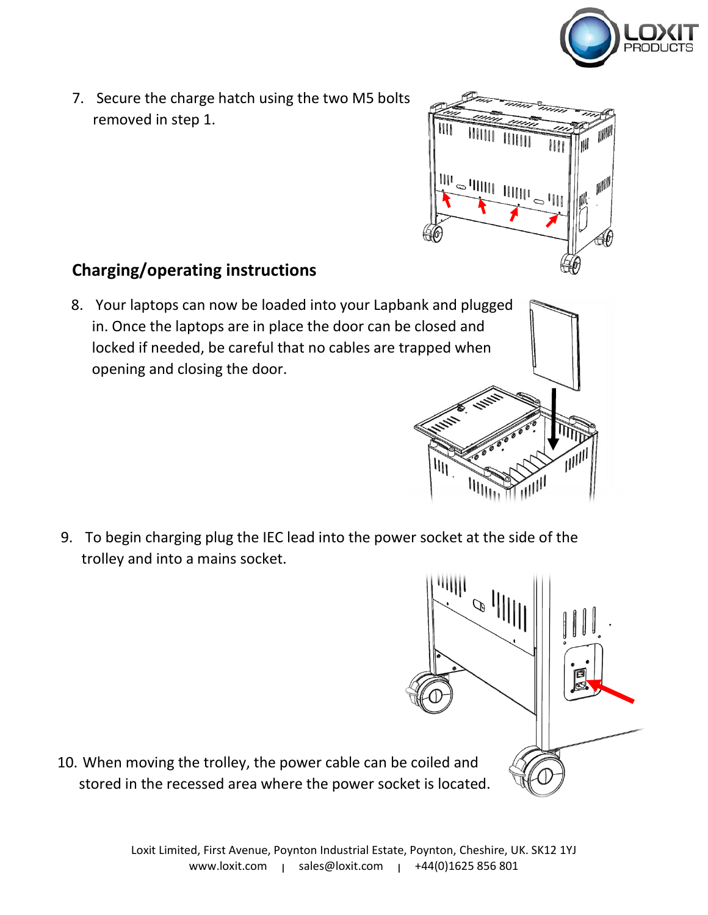7. Secure the charge hatch using the two M5 bolts removed in step 1.

## Charging/operating instructions

8. Your laptops can now be loaded into your Lapbank and plugged in. Once the laptops are in place the door can be closed and locked if needed, be careful that no cables are trapped when opening and closing the door.

9. To begin charging plug the IEC lead into the power socket at the side of the trolley and into a mains socket.

10. When moving the trolley, the power cable can be coiled and stored in the recessed area where the power socket is located.

Loxit Limited, First Avenue, Poynton Industrial Estate, Poynton, Cheshire, UK. SK12 1YJ
www.loxit.com | sales@loxit.com | +44(0)1625 856 801